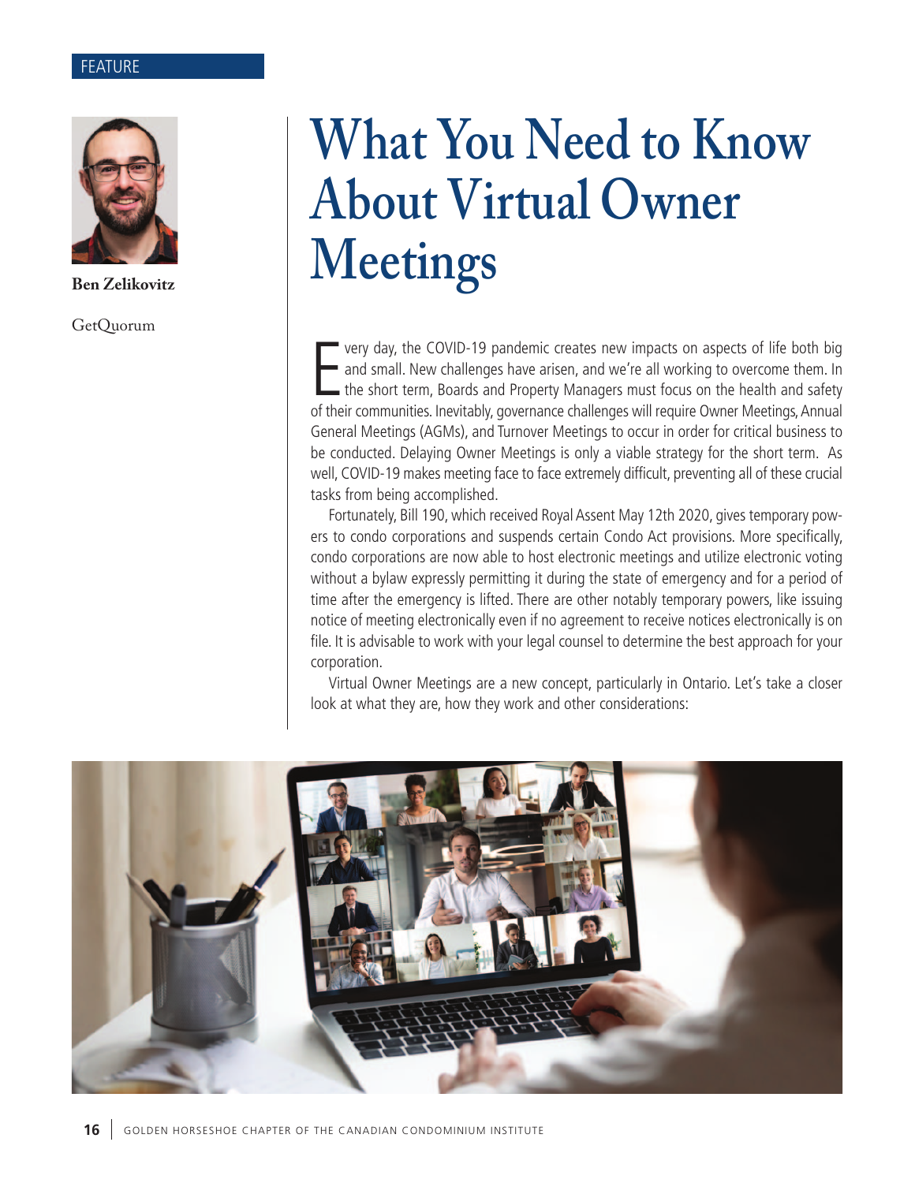FEATURE

# What You Need to Know About Virtual Owner Meetings

**Ben Zelikovitz**

GetQuorum

Every day, the COVID-19 pandemic creates new impacts on aspects of life both big and small. New challenges have arisen, and we're all working to overcome them. In the short term, Boards and Property Managers must focus on the health and safety of their communities. Inevitably, governance challenges will require Owner Meetings, Annual General Meetings (AGMs), and Turnover Meetings to occur in order for critical business to be conducted. Delaying Owner Meetings is only a viable strategy for the short term. As well, COVID-19 makes meeting face to face extremely difficult, preventing all of these crucial tasks from being accomplished.

Fortunately, Bill 190, which received Royal Assent May 12th 2020, gives temporary powers to condo corporations and suspends certain Condo Act provisions. More specifically, condo corporations are now able to host electronic meetings and utilize electronic voting without a bylaw expressly permitting it during the state of emergency and for a period of time after the emergency is lifted. There are other notably temporary powers, like issuing notice of meeting electronically even if no agreement to receive notices electronically is on file. It is advisable to work with your legal counsel to determine the best approach for your corporation.

Virtual Owner Meetings are a new concept, particularly in Ontario. Let's take a closer look at what they are, how they work and other considerations: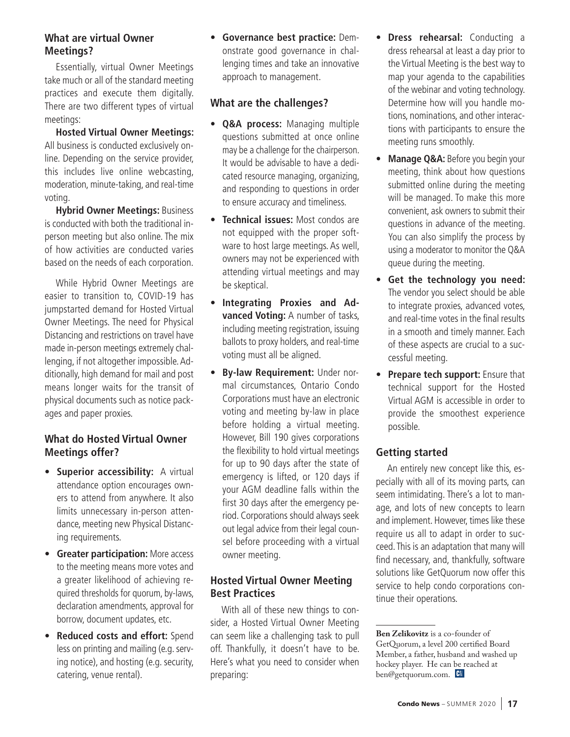## What are virtual Owner Meetings?

Essentially, virtual Owner Meetings take much or all of the standard meeting practices and execute them digitally. There are two different types of virtual meetings:

**Hosted Virtual Owner Meetings:** All business is conducted exclusively online. Depending on the service provider, this includes live online webcasting, moderation, minute-taking, and real-time voting.

**Hybrid Owner Meetings:** Business is conducted with both the traditional in-person meeting but also online. The mix of how activities are conducted varies based on the needs of each corporation.

While Hybrid Owner Meetings are easier to transition to, COVID-19 has jumpstarted demand for Hosted Virtual Owner Meetings. The need for Physical Distancing and restrictions on travel have made in-person meetings extremely challenging, if not altogether impossible. Additionally, high demand for mail and post means longer waits for the transit of physical documents such as notice packages and paper proxies.

## What do Hosted Virtual Owner Meetings offer?

- **Superior accessibility:** A virtual attendance option encourages owners to attend from anywhere. It also limits unnecessary in-person attendance, meeting new Physical Distancing requirements.
- **Greater participation:** More access to the meeting means more votes and a greater likelihood of achieving required thresholds for quorum, by-laws, declaration amendments, approval for borrow, document updates, etc.
- **Reduced costs and effort:** Spend less on printing and mailing (e.g. serving notice), and hosting (e.g. security, catering, venue rental).
- **Governance best practice:** Demonstrate good governance in challenging times and take an innovative approach to management.

## What are the challenges?

- **Q&A process:** Managing multiple questions submitted at once online may be a challenge for the chairperson. It would be advisable to have a dedicated resource managing, organizing, and responding to questions in order to ensure accuracy and timeliness.
- **Technical issues:** Most condos are not equipped with the proper software to host large meetings. As well, owners may not be experienced with attending virtual meetings and may be skeptical.
- **Integrating Proxies and Advanced Voting:** A number of tasks, including meeting registration, issuing ballots to proxy holders, and real-time voting must all be aligned.
- **By-law Requirement:** Under normal circumstances, Ontario Condo Corporations must have an electronic voting and meeting by-law in place before holding a virtual meeting. However, Bill 190 gives corporations the flexibility to hold virtual meetings for up to 90 days after the state of emergency is lifted, or 120 days if your AGM deadline falls within the first 30 days after the emergency period. Corporations should always seek out legal advice from their legal counsel before proceeding with a virtual owner meeting.

## Hosted Virtual Owner Meeting Best Practices

With all of these new things to consider, a Hosted Virtual Owner Meeting can seem like a challenging task to pull off. Thankfully, it doesn't have to be. Here's what you need to consider when preparing:

- **Dress rehearsal:** Conducting a dress rehearsal at least a day prior to the Virtual Meeting is the best way to map your agenda to the capabilities of the webinar and voting technology. Determine how will you handle motions, nominations, and other interactions with participants to ensure the meeting runs smoothly.
- **Manage Q&A:** Before you begin your meeting, think about how questions submitted online during the meeting will be managed. To make this more convenient, ask owners to submit their questions in advance of the meeting. You can also simplify the process by using a moderator to monitor the Q&A queue during the meeting.
- **Get the technology you need:** The vendor you select should be able to integrate proxies, advanced votes, and real-time votes in the final results in a smooth and timely manner. Each of these aspects are crucial to a successful meeting.
- **Prepare tech support:** Ensure that technical support for the Hosted Virtual AGM is accessible in order to provide the smoothest experience possible.

## Getting started

An entirely new concept like this, especially with all of its moving parts, can seem intimidating. There's a lot to manage, and lots of new concepts to learn and implement. However, times like these require us all to adapt in order to succeed. This is an adaptation that many will find necessary, and, thankfully, software solutions like GetQuorum now offer this service to help condo corporations continue their operations.

---

**Ben Zelikovitz** is a co-founder of GetQuorum, a level 200 certified Board Member, a father, husband and washed up hockey player. He can be reached at ben@getquorum.com.